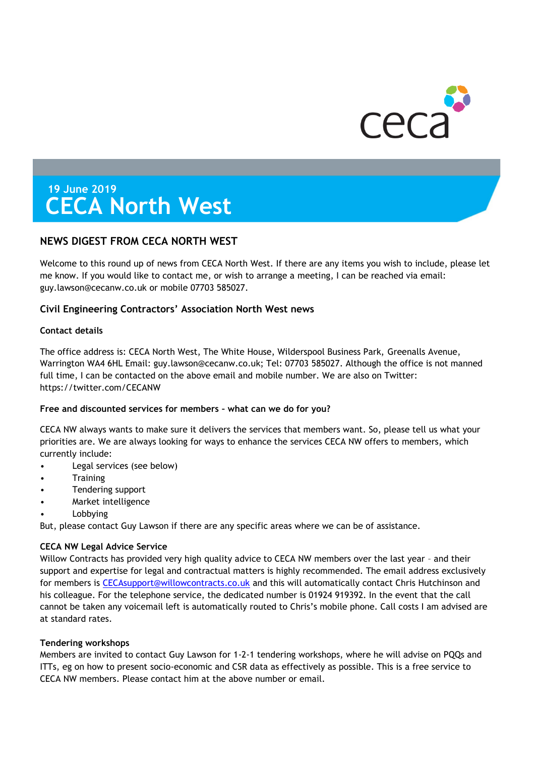ceca

19 June 2019

# CECA North West

## NEWS DIGEST FROM CECA NORTH WEST

Welcome to this round up of news from CECA North West. If there are any items you wish to include, please let me know. If you would like to contact me, or wish to arrange a meeting, I can be reached via email: guy.lawson@cecanw.co.uk or mobile 07703 585027.

### Civil Engineering Contractors' Association North West news

#### Contact details

The office address is: CECA North West, The White House, Wilderspool Business Park, Greenalls Avenue, Warrington WA4 6HL Email: guy.lawson@cecanw.co.uk; Tel: 07703 585027. Although the office is not manned full time, I can be contacted on the above email and mobile number. We are also on Twitter: https://twitter.com/CECANW

#### Free and discounted services for members – what can we do for you?

CECA NW always wants to make sure it delivers the services that members want. So, please tell us what your priorities are. We are always looking for ways to enhance the services CECA NW offers to members, which currently include:

- Legal services (see below)
- Training
- Tendering support
- Market intelligence
- Lobbying

But, please contact Guy Lawson if there are any specific areas where we can be of assistance.

#### CECA NW Legal Advice Service

Willow Contracts has provided very high quality advice to CECA NW members over the last year – and their support and expertise for legal and contractual matters is highly recommended. The email address exclusively for members is CECAsupport@willowcontracts.co.uk and this will automatically contact Chris Hutchinson and his colleague. For the telephone service, the dedicated number is 01924 919392. In the event that the call cannot be taken any voicemail left is automatically routed to Chris's mobile phone. Call costs I am advised are at standard rates.

#### Tendering workshops

Members are invited to contact Guy Lawson for 1-2-1 tendering workshops, where he will advise on PQQs and ITTs, eg on how to present socio-economic and CSR data as effectively as possible. This is a free service to CECA NW members. Please contact him at the above number or email.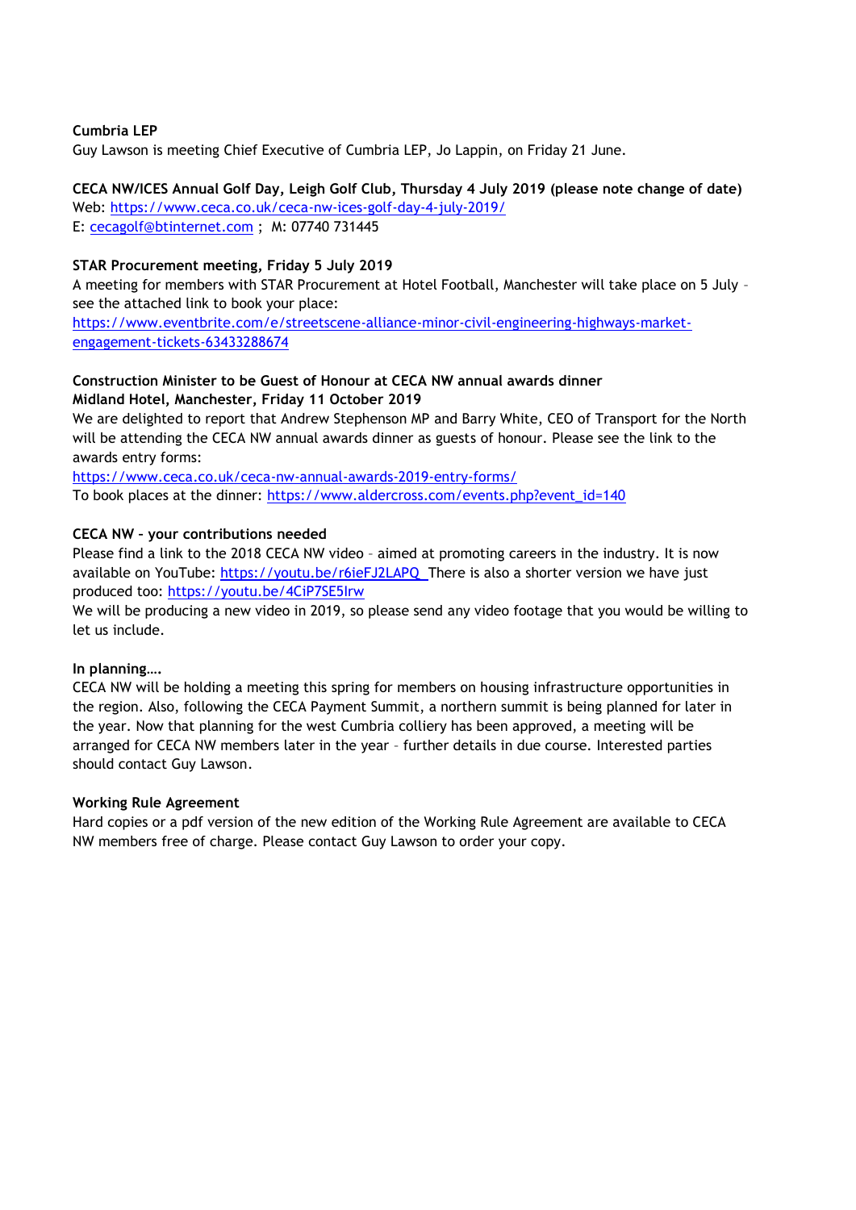**Cumbria LEP**
Guy Lawson is meeting Chief Executive of Cumbria LEP, Jo Lappin, on Friday 21 June.

**CECA NW/ICES Annual Golf Day, Leigh Golf Club, Thursday 4 July 2019 (please note change of date)**
Web: https://www.ceca.co.uk/ceca-nw-ices-golf-day-4-july-2019/
E: cecagolf@btinternet.com ; M: 07740 731445

**STAR Procurement meeting, Friday 5 July 2019**
A meeting for members with STAR Procurement at Hotel Football, Manchester will take place on 5 July – see the attached link to book your place:
https://www.eventbrite.com/e/streetscene-alliance-minor-civil-engineering-highways-market-engagement-tickets-63433288674

**Construction Minister to be Guest of Honour at CECA NW annual awards dinner**
**Midland Hotel, Manchester, Friday 11 October 2019**
We are delighted to report that Andrew Stephenson MP and Barry White, CEO of Transport for the North will be attending the CECA NW annual awards dinner as guests of honour. Please see the link to the awards entry forms:
https://www.ceca.co.uk/ceca-nw-annual-awards-2019-entry-forms/
To book places at the dinner: https://www.aldercross.com/events.php?event_id=140

**CECA NW – your contributions needed**
Please find a link to the 2018 CECA NW video – aimed at promoting careers in the industry. It is now available on YouTube: https://youtu.be/r6ieFJ2LAPQ There is also a shorter version we have just produced too: https://youtu.be/4CiP7SE5lrw
We will be producing a new video in 2019, so please send any video footage that you would be willing to let us include.

**In planning….**
CECA NW will be holding a meeting this spring for members on housing infrastructure opportunities in the region. Also, following the CECA Payment Summit, a northern summit is being planned for later in the year. Now that planning for the west Cumbria colliery has been approved, a meeting will be arranged for CECA NW members later in the year – further details in due course. Interested parties should contact Guy Lawson.

**Working Rule Agreement**
Hard copies or a pdf version of the new edition of the Working Rule Agreement are available to CECA NW members free of charge. Please contact Guy Lawson to order your copy.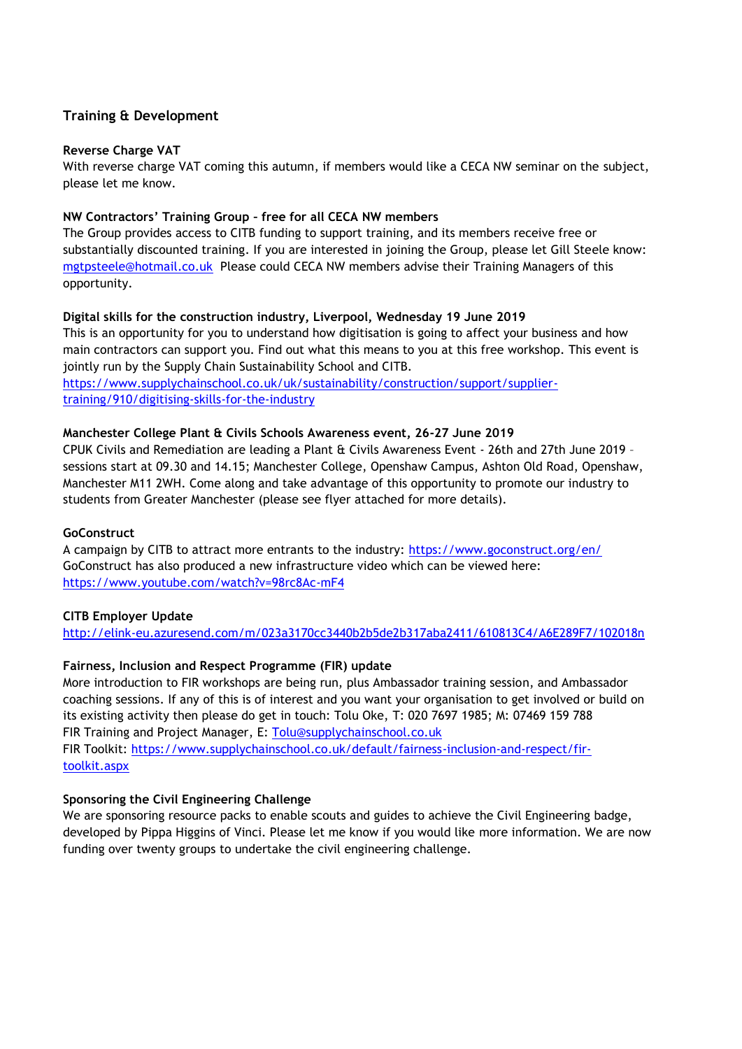## Training & Development

**Reverse Charge VAT**

With reverse charge VAT coming this autumn, if members would like a CECA NW seminar on the subject, please let me know.

**NW Contractors' Training Group – free for all CECA NW members**

The Group provides access to CITB funding to support training, and its members receive free or substantially discounted training. If you are interested in joining the Group, please let Gill Steele know: mgtpsteele@hotmail.co.uk Please could CECA NW members advise their Training Managers of this opportunity.

**Digital skills for the construction industry, Liverpool, Wednesday 19 June 2019**

This is an opportunity for you to understand how digitisation is going to affect your business and how main contractors can support you. Find out what this means to you at this free workshop. This event is jointly run by the Supply Chain Sustainability School and CITB.
https://www.supplychainschool.co.uk/uk/sustainability/construction/support/supplier-training/910/digitising-skills-for-the-industry

**Manchester College Plant & Civils Schools Awareness event, 26-27 June 2019**

CPUK Civils and Remediation are leading a Plant & Civils Awareness Event - 26th and 27th June 2019 – sessions start at 09.30 and 14.15; Manchester College, Openshaw Campus, Ashton Old Road, Openshaw, Manchester M11 2WH. Come along and take advantage of this opportunity to promote our industry to students from Greater Manchester (please see flyer attached for more details).

**GoConstruct**

A campaign by CITB to attract more entrants to the industry: https://www.goconstruct.org/en/
GoConstruct has also produced a new infrastructure video which can be viewed here: https://www.youtube.com/watch?v=98rc8Ac-mF4

**CITB Employer Update**

http://elink-eu.azuresend.com/m/023a3170cc3440b2b5de2b317aba2411/610813C4/A6E289F7/102018n

**Fairness, Inclusion and Respect Programme (FIR) update**

More introduction to FIR workshops are being run, plus Ambassador training session, and Ambassador coaching sessions. If any of this is of interest and you want your organisation to get involved or build on its existing activity then please do get in touch: Tolu Oke, T: 020 7697 1985; M: 07469 159 788
FIR Training and Project Manager, E: Tolu@supplychainschool.co.uk
FIR Toolkit: https://www.supplychainschool.co.uk/default/fairness-inclusion-and-respect/fir-toolkit.aspx

**Sponsoring the Civil Engineering Challenge**

We are sponsoring resource packs to enable scouts and guides to achieve the Civil Engineering badge, developed by Pippa Higgins of Vinci. Please let me know if you would like more information. We are now funding over twenty groups to undertake the civil engineering challenge.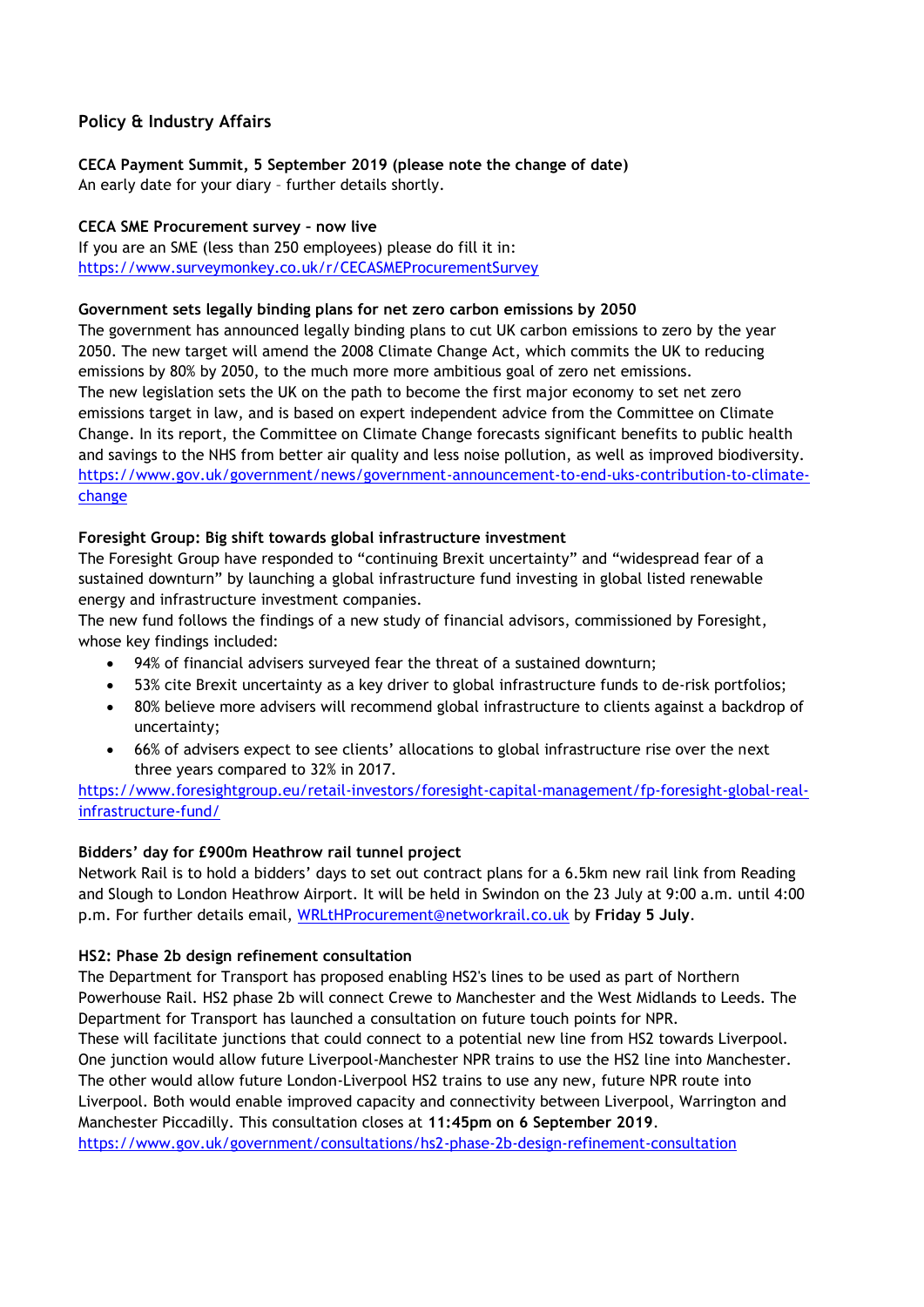## Policy & Industry Affairs

**CECA Payment Summit, 5 September 2019 (please note the change of date)**
An early date for your diary – further details shortly.

**CECA SME Procurement survey – now live**
If you are an SME (less than 250 employees) please do fill it in:
https://www.surveymonkey.co.uk/r/CECASMEProcurementSurvey

**Government sets legally binding plans for net zero carbon emissions by 2050**
The government has announced legally binding plans to cut UK carbon emissions to zero by the year 2050. The new target will amend the 2008 Climate Change Act, which commits the UK to reducing emissions by 80% by 2050, to the much more ambitious goal of zero net emissions.
The new legislation sets the UK on the path to become the first major economy to set net zero emissions target in law, and is based on expert independent advice from the Committee on Climate Change. In its report, the Committee on Climate Change forecasts significant benefits to public health and savings to the NHS from better air quality and less noise pollution, as well as improved biodiversity.
https://www.gov.uk/government/news/government-announcement-to-end-uks-contribution-to-climate-change

**Foresight Group: Big shift towards global infrastructure investment**
The Foresight Group have responded to "continuing Brexit uncertainty" and "widespread fear of a sustained downturn" by launching a global infrastructure fund investing in global listed renewable energy and infrastructure investment companies.
The new fund follows the findings of a new study of financial advisors, commissioned by Foresight, whose key findings included:

- 94% of financial advisers surveyed fear the threat of a sustained downturn;
- 53% cite Brexit uncertainty as a key driver to global infrastructure funds to de-risk portfolios;
- 80% believe more advisers will recommend global infrastructure to clients against a backdrop of uncertainty;
- 66% of advisers expect to see clients' allocations to global infrastructure rise over the next three years compared to 32% in 2017.

https://www.foresightgroup.eu/retail-investors/foresight-capital-management/fp-foresight-global-real-infrastructure-fund/

**Bidders' day for £900m Heathrow rail tunnel project**
Network Rail is to hold a bidders' days to set out contract plans for a 6.5km new rail link from Reading and Slough to London Heathrow Airport. It will be held in Swindon on the 23 July at 9:00 a.m. until 4:00 p.m. For further details email, WRLtHProcurement@networkrail.co.uk by **Friday 5 July**.

**HS2: Phase 2b design refinement consultation**
The Department for Transport has proposed enabling HS2's lines to be used as part of Northern Powerhouse Rail. HS2 phase 2b will connect Crewe to Manchester and the West Midlands to Leeds. The Department for Transport has launched a consultation on future touch points for NPR.
These will facilitate junctions that could connect to a potential new line from HS2 towards Liverpool. One junction would allow future Liverpool-Manchester NPR trains to use the HS2 line into Manchester. The other would allow future London-Liverpool HS2 trains to use any new, future NPR route into Liverpool. Both would enable improved capacity and connectivity between Liverpool, Warrington and Manchester Piccadilly. This consultation closes at **11:45pm on 6 September 2019**.
https://www.gov.uk/government/consultations/hs2-phase-2b-design-refinement-consultation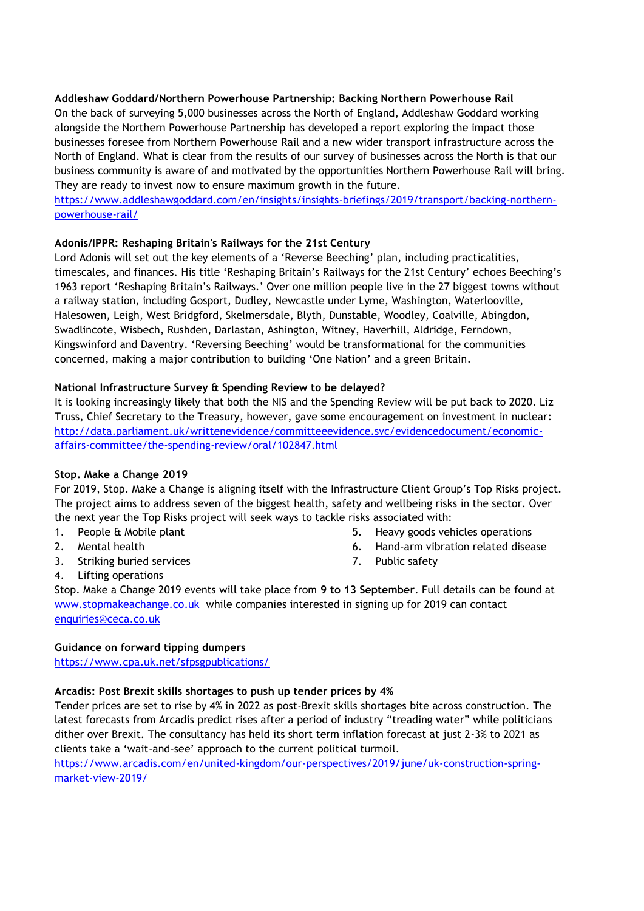**Addleshaw Goddard/Northern Powerhouse Partnership: Backing Northern Powerhouse Rail**

On the back of surveying 5,000 businesses across the North of England, Addleshaw Goddard working alongside the Northern Powerhouse Partnership has developed a report exploring the impact those businesses foresee from Northern Powerhouse Rail and a new wider transport infrastructure across the North of England. What is clear from the results of our survey of businesses across the North is that our business community is aware of and motivated by the opportunities Northern Powerhouse Rail will bring. They are ready to invest now to ensure maximum growth in the future.
https://www.addleshawgoddard.com/en/insights/insights-briefings/2019/transport/backing-northern-powerhouse-rail/

**Adonis/IPPR: Reshaping Britain's Railways for the 21st Century**

Lord Adonis will set out the key elements of a 'Reverse Beeching' plan, including practicalities, timescales, and finances. His title 'Reshaping Britain's Railways for the 21st Century' echoes Beeching's 1963 report 'Reshaping Britain's Railways.' Over one million people live in the 27 biggest towns without a railway station, including Gosport, Dudley, Newcastle under Lyme, Washington, Waterlooville, Halesowen, Leigh, West Bridgford, Skelmersdale, Blyth, Dunstable, Woodley, Coalville, Abingdon, Swadlincote, Wisbech, Rushden, Darlastan, Ashington, Witney, Haverhill, Aldridge, Ferndown, Kingswinford and Daventry. 'Reversing Beeching' would be transformational for the communities concerned, making a major contribution to building 'One Nation' and a green Britain.

**National Infrastructure Survey & Spending Review to be delayed?**

It is looking increasingly likely that both the NIS and the Spending Review will be put back to 2020. Liz Truss, Chief Secretary to the Treasury, however, gave some encouragement on investment in nuclear: http://data.parliament.uk/writtenevidence/committeeevidence.svc/evidencedocument/economic-affairs-committee/the-spending-review/oral/102847.html

**Stop. Make a Change 2019**

For 2019, Stop. Make a Change is aligning itself with the Infrastructure Client Group's Top Risks project. The project aims to address seven of the biggest health, safety and wellbeing risks in the sector. Over the next year the Top Risks project will seek ways to tackle risks associated with:

1. People & Mobile plant
2. Mental health
3. Striking buried services
4. Lifting operations
5. Heavy goods vehicles operations
6. Hand-arm vibration related disease
7. Public safety

Stop. Make a Change 2019 events will take place from **9 to 13 September**. Full details can be found at www.stopmakeachange.co.uk while companies interested in signing up for 2019 can contact enquiries@ceca.co.uk

**Guidance on forward tipping dumpers**

https://www.cpa.uk.net/sfpsgpublications/

**Arcadis: Post Brexit skills shortages to push up tender prices by 4%**

Tender prices are set to rise by 4% in 2022 as post-Brexit skills shortages bite across construction. The latest forecasts from Arcadis predict rises after a period of industry "treading water" while politicians dither over Brexit. The consultancy has held its short term inflation forecast at just 2-3% to 2021 as clients take a 'wait-and-see' approach to the current political turmoil.
https://www.arcadis.com/en/united-kingdom/our-perspectives/2019/june/uk-construction-spring-market-view-2019/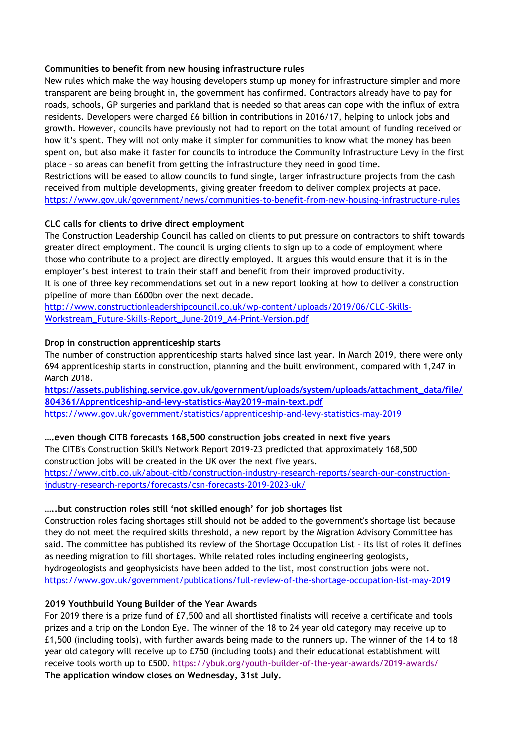**Communities to benefit from new housing infrastructure rules**

New rules which make the way housing developers stump up money for infrastructure simpler and more transparent are being brought in, the government has confirmed. Contractors already have to pay for roads, schools, GP surgeries and parkland that is needed so that areas can cope with the influx of extra residents. Developers were charged £6 billion in contributions in 2016/17, helping to unlock jobs and growth. However, councils have previously not had to report on the total amount of funding received or how it's spent. They will not only make it simpler for communities to know what the money has been spent on, but also make it faster for councils to introduce the Community Infrastructure Levy in the first place – so areas can benefit from getting the infrastructure they need in good time.

Restrictions will be eased to allow councils to fund single, larger infrastructure projects from the cash received from multiple developments, giving greater freedom to deliver complex projects at pace.

https://www.gov.uk/government/news/communities-to-benefit-from-new-housing-infrastructure-rules

**CLC calls for clients to drive direct employment**

The Construction Leadership Council has called on clients to put pressure on contractors to shift towards greater direct employment. The council is urging clients to sign up to a code of employment where those who contribute to a project are directly employed. It argues this would ensure that it is in the employer's best interest to train their staff and benefit from their improved productivity.

It is one of three key recommendations set out in a new report looking at how to deliver a construction pipeline of more than £600bn over the next decade.

http://www.constructionleadershipcouncil.co.uk/wp-content/uploads/2019/06/CLC-Skills-Workstream_Future-Skills-Report_June-2019_A4-Print-Version.pdf

**Drop in construction apprenticeship starts**

The number of construction apprenticeship starts halved since last year. In March 2019, there were only 694 apprenticeship starts in construction, planning and the built environment, compared with 1,247 in March 2018.

**https://assets.publishing.service.gov.uk/government/uploads/system/uploads/attachment_data/file/804361/Apprenticeship-and-levy-statistics-May2019-main-text.pdf**

https://www.gov.uk/government/statistics/apprenticeship-and-levy-statistics-may-2019

**….even though CITB forecasts 168,500 construction jobs created in next five years**

The CITB's Construction Skill's Network Report 2019-23 predicted that approximately 168,500 construction jobs will be created in the UK over the next five years.

https://www.citb.co.uk/about-citb/construction-industry-research-reports/search-our-construction-industry-research-reports/forecasts/csn-forecasts-2019-2023-uk/

**…..but construction roles still 'not skilled enough' for job shortages list**

Construction roles facing shortages still should not be added to the government's shortage list because they do not meet the required skills threshold, a new report by the Migration Advisory Committee has said. The committee has published its review of the Shortage Occupation List – its list of roles it defines as needing migration to fill shortages. While related roles including engineering geologists, hydrogeologists and geophysicists have been added to the list, most construction jobs were not.

https://www.gov.uk/government/publications/full-review-of-the-shortage-occupation-list-may-2019

**2019 Youthbuild Young Builder of the Year Awards**

For 2019 there is a prize fund of £7,500 and all shortlisted finalists will receive a certificate and tools prizes and a trip on the London Eye. The winner of the 18 to 24 year old category may receive up to £1,500 (including tools), with further awards being made to the runners up. The winner of the 14 to 18 year old category will receive up to £750 (including tools) and their educational establishment will receive tools worth up to £500. https://ybuk.org/youth-builder-of-the-year-awards/2019-awards/

**The application window closes on Wednesday, 31st July.**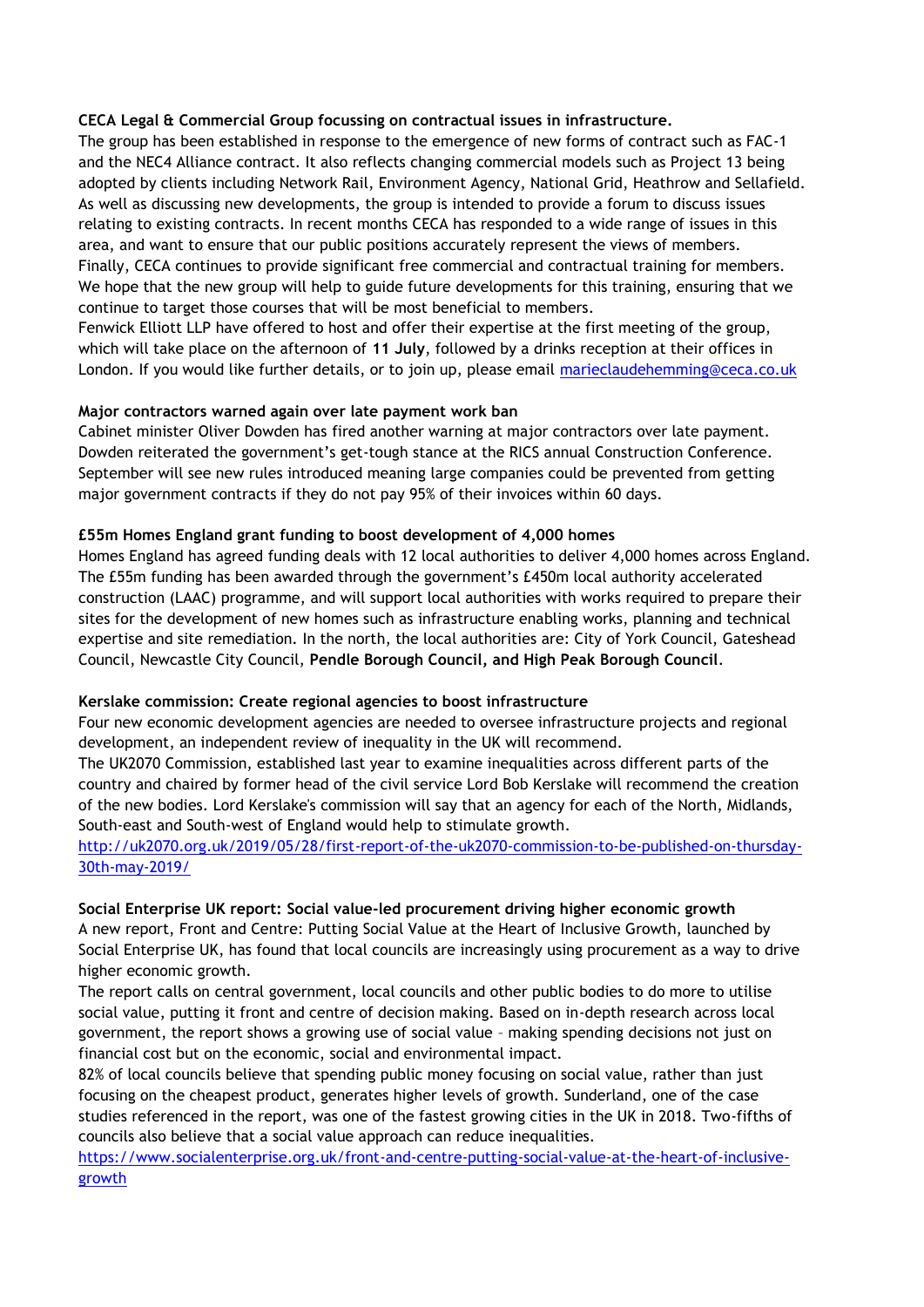**CECA Legal & Commercial Group focussing on contractual issues in infrastructure.**

The group has been established in response to the emergence of new forms of contract such as FAC-1 and the NEC4 Alliance contract. It also reflects changing commercial models such as Project 13 being adopted by clients including Network Rail, Environment Agency, National Grid, Heathrow and Sellafield. As well as discussing new developments, the group is intended to provide a forum to discuss issues relating to existing contracts. In recent months CECA has responded to a wide range of issues in this area, and want to ensure that our public positions accurately represent the views of members. Finally, CECA continues to provide significant free commercial and contractual training for members. We hope that the new group will help to guide future developments for this training, ensuring that we continue to target those courses that will be most beneficial to members.

Fenwick Elliott LLP have offered to host and offer their expertise at the first meeting of the group, which will take place on the afternoon of **11 July**, followed by a drinks reception at their offices in London. If you would like further details, or to join up, please email [marieclaudehemming@ceca.co.uk](mailto:marieclaudehemming@ceca.co.uk)

**Major contractors warned again over late payment work ban**

Cabinet minister Oliver Dowden has fired another warning at major contractors over late payment. Dowden reiterated the government's get-tough stance at the RICS annual Construction Conference. September will see new rules introduced meaning large companies could be prevented from getting major government contracts if they do not pay 95% of their invoices within 60 days.

**£55m Homes England grant funding to boost development of 4,000 homes**

Homes England has agreed funding deals with 12 local authorities to deliver 4,000 homes across England. The £55m funding has been awarded through the government's £450m local authority accelerated construction (LAAC) programme, and will support local authorities with works required to prepare their sites for the development of new homes such as infrastructure enabling works, planning and technical expertise and site remediation. In the north, the local authorities are: City of York Council, Gateshead Council, Newcastle City Council, **Pendle Borough Council, and High Peak Borough Council**.

**Kerslake commission: Create regional agencies to boost infrastructure**

Four new economic development agencies are needed to oversee infrastructure projects and regional development, an independent review of inequality in the UK will recommend.

The UK2070 Commission, established last year to examine inequalities across different parts of the country and chaired by former head of the civil service Lord Bob Kerslake will recommend the creation of the new bodies. Lord Kerslake's commission will say that an agency for each of the North, Midlands, South-east and South-west of England would help to stimulate growth.

[http://uk2070.org.uk/2019/05/28/first-report-of-the-uk2070-commission-to-be-published-on-thursday-30th-may-2019/](http://uk2070.org.uk/2019/05/28/first-report-of-the-uk2070-commission-to-be-published-on-thursday-30th-may-2019/)

**Social Enterprise UK report: Social value-led procurement driving higher economic growth**

A new report, Front and Centre: Putting Social Value at the Heart of Inclusive Growth, launched by Social Enterprise UK, has found that local councils are increasingly using procurement as a way to drive higher economic growth.

The report calls on central government, local councils and other public bodies to do more to utilise social value, putting it front and centre of decision making. Based on in-depth research across local government, the report shows a growing use of social value – making spending decisions not just on financial cost but on the economic, social and environmental impact.

82% of local councils believe that spending public money focusing on social value, rather than just focusing on the cheapest product, generates higher levels of growth. Sunderland, one of the case studies referenced in the report, was one of the fastest growing cities in the UK in 2018. Two-fifths of councils also believe that a social value approach can reduce inequalities.

[https://www.socialenterprise.org.uk/front-and-centre-putting-social-value-at-the-heart-of-inclusive-growth](https://www.socialenterprise.org.uk/front-and-centre-putting-social-value-at-the-heart-of-inclusive-growth)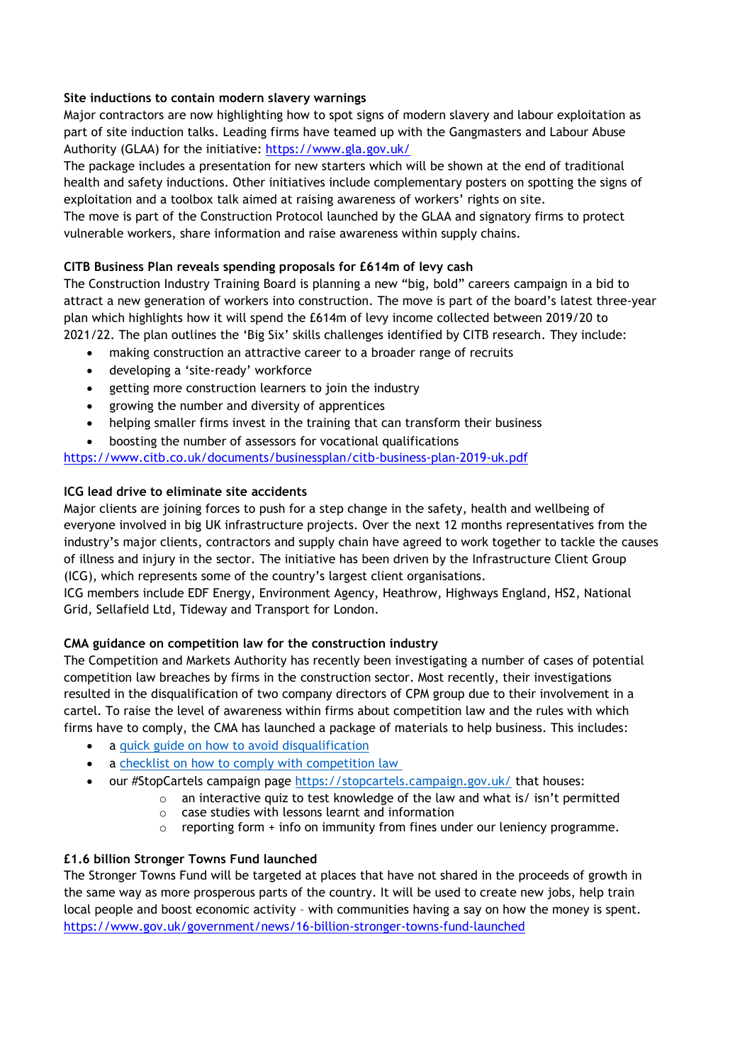**Site inductions to contain modern slavery warnings**

Major contractors are now highlighting how to spot signs of modern slavery and labour exploitation as part of site induction talks. Leading firms have teamed up with the Gangmasters and Labour Abuse Authority (GLAA) for the initiative: https://www.gla.gov.uk/

The package includes a presentation for new starters which will be shown at the end of traditional health and safety inductions. Other initiatives include complementary posters on spotting the signs of exploitation and a toolbox talk aimed at raising awareness of workers' rights on site.

The move is part of the Construction Protocol launched by the GLAA and signatory firms to protect vulnerable workers, share information and raise awareness within supply chains.

**CITB Business Plan reveals spending proposals for £614m of levy cash**

The Construction Industry Training Board is planning a new "big, bold" careers campaign in a bid to attract a new generation of workers into construction. The move is part of the board's latest three-year plan which highlights how it will spend the £614m of levy income collected between 2019/20 to 2021/22. The plan outlines the 'Big Six' skills challenges identified by CITB research. They include:

- making construction an attractive career to a broader range of recruits
- developing a 'site-ready' workforce
- getting more construction learners to join the industry
- growing the number and diversity of apprentices
- helping smaller firms invest in the training that can transform their business
- boosting the number of assessors for vocational qualifications

https://www.citb.co.uk/documents/businessplan/citb-business-plan-2019-uk.pdf

**ICG lead drive to eliminate site accidents**

Major clients are joining forces to push for a step change in the safety, health and wellbeing of everyone involved in big UK infrastructure projects. Over the next 12 months representatives from the industry's major clients, contractors and supply chain have agreed to work together to tackle the causes of illness and injury in the sector. The initiative has been driven by the Infrastructure Client Group (ICG), which represents some of the country's largest client organisations.

ICG members include EDF Energy, Environment Agency, Heathrow, Highways England, HS2, National Grid, Sellafield Ltd, Tideway and Transport for London.

**CMA guidance on competition law for the construction industry**

The Competition and Markets Authority has recently been investigating a number of cases of potential competition law breaches by firms in the construction sector. Most recently, their investigations resulted in the disqualification of two company directors of CPM group due to their involvement in a cartel. To raise the level of awareness within firms about competition law and the rules with which firms have to comply, the CMA has launched a package of materials to help business. This includes:

- a quick guide on how to avoid disqualification
- a checklist on how to comply with competition law
- our #StopCartels campaign page https://stopcartels.campaign.gov.uk/ that houses:
    - an interactive quiz to test knowledge of the law and what is/ isn't permitted
    - case studies with lessons learnt and information
    - reporting form + info on immunity from fines under our leniency programme.

**£1.6 billion Stronger Towns Fund launched**

The Stronger Towns Fund will be targeted at places that have not shared in the proceeds of growth in the same way as more prosperous parts of the country. It will be used to create new jobs, help train local people and boost economic activity – with communities having a say on how the money is spent.

https://www.gov.uk/government/news/16-billion-stronger-towns-fund-launched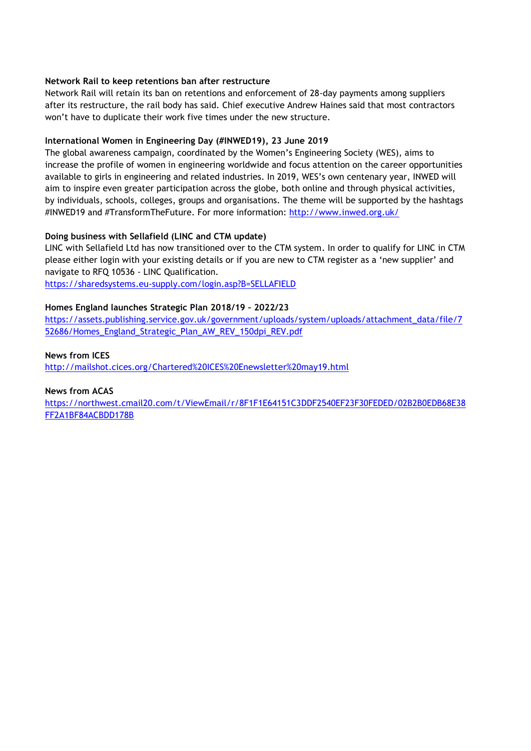**Network Rail to keep retentions ban after restructure**

Network Rail will retain its ban on retentions and enforcement of 28-day payments among suppliers after its restructure, the rail body has said. Chief executive Andrew Haines said that most contractors won't have to duplicate their work five times under the new structure.

**International Women in Engineering Day (#INWED19), 23 June 2019**

The global awareness campaign, coordinated by the Women's Engineering Society (WES), aims to increase the profile of women in engineering worldwide and focus attention on the career opportunities available to girls in engineering and related industries. In 2019, WES's own centenary year, INWED will aim to inspire even greater participation across the globe, both online and through physical activities, by individuals, schools, colleges, groups and organisations. The theme will be supported by the hashtags #INWED19 and #TransformTheFuture. For more information: http://www.inwed.org.uk/

**Doing business with Sellafield (LINC and CTM update)**

LINC with Sellafield Ltd has now transitioned over to the CTM system. In order to qualify for LINC in CTM please either login with your existing details or if you are new to CTM register as a 'new supplier' and navigate to RFQ 10536 - LINC Qualification.

https://sharedsystems.eu-supply.com/login.asp?B=SELLAFIELD

**Homes England launches Strategic Plan 2018/19 – 2022/23**

https://assets.publishing.service.gov.uk/government/uploads/system/uploads/attachment_data/file/752686/Homes_England_Strategic_Plan_AW_REV_150dpi_REV.pdf

**News from ICES**

http://mailshot.cices.org/Chartered%20ICES%20Enewsletter%20may19.html

**News from ACAS**

https://northwest.cmail20.com/t/ViewEmail/r/8F1F1E64151C3DDF2540EF23F30FEDED/02B2B0EDB68E38FF2A1BF84ACBDD178B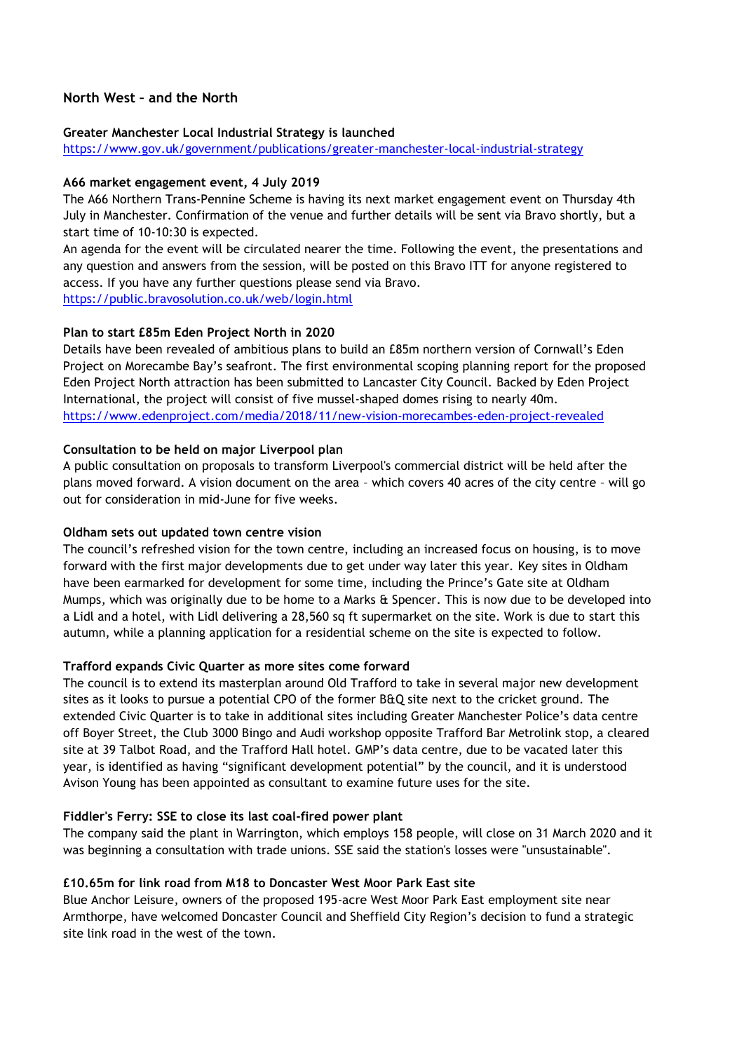## North West – and the North

**Greater Manchester Local Industrial Strategy is launched**
https://www.gov.uk/government/publications/greater-manchester-local-industrial-strategy

**A66 market engagement event, 4 July 2019**
The A66 Northern Trans-Pennine Scheme is having its next market engagement event on Thursday 4th July in Manchester. Confirmation of the venue and further details will be sent via Bravo shortly, but a start time of 10-10:30 is expected.
An agenda for the event will be circulated nearer the time. Following the event, the presentations and any question and answers from the session, will be posted on this Bravo ITT for anyone registered to access. If you have any further questions please send via Bravo.
https://public.bravosolution.co.uk/web/login.html

**Plan to start £85m Eden Project North in 2020**
Details have been revealed of ambitious plans to build an £85m northern version of Cornwall's Eden Project on Morecambe Bay's seafront. The first environmental scoping planning report for the proposed Eden Project North attraction has been submitted to Lancaster City Council. Backed by Eden Project International, the project will consist of five mussel-shaped domes rising to nearly 40m.
https://www.edenproject.com/media/2018/11/new-vision-morecambes-eden-project-revealed

**Consultation to be held on major Liverpool plan**
A public consultation on proposals to transform Liverpool's commercial district will be held after the plans moved forward. A vision document on the area – which covers 40 acres of the city centre – will go out for consideration in mid-June for five weeks.

**Oldham sets out updated town centre vision**
The council's refreshed vision for the town centre, including an increased focus on housing, is to move forward with the first major developments due to get under way later this year. Key sites in Oldham have been earmarked for development for some time, including the Prince's Gate site at Oldham Mumps, which was originally due to be home to a Marks & Spencer. This is now due to be developed into a Lidl and a hotel, with Lidl delivering a 28,560 sq ft supermarket on the site. Work is due to start this autumn, while a planning application for a residential scheme on the site is expected to follow.

**Trafford expands Civic Quarter as more sites come forward**
The council is to extend its masterplan around Old Trafford to take in several major new development sites as it looks to pursue a potential CPO of the former B&Q site next to the cricket ground. The extended Civic Quarter is to take in additional sites including Greater Manchester Police's data centre off Boyer Street, the Club 3000 Bingo and Audi workshop opposite Trafford Bar Metrolink stop, a cleared site at 39 Talbot Road, and the Trafford Hall hotel. GMP's data centre, due to be vacated later this year, is identified as having "significant development potential" by the council, and it is understood Avison Young has been appointed as consultant to examine future uses for the site.

**Fiddler's Ferry: SSE to close its last coal-fired power plant**
The company said the plant in Warrington, which employs 158 people, will close on 31 March 2020 and it was beginning a consultation with trade unions. SSE said the station's losses were "unsustainable".

**£10.65m for link road from M18 to Doncaster West Moor Park East site**
Blue Anchor Leisure, owners of the proposed 195-acre West Moor Park East employment site near Armthorpe, have welcomed Doncaster Council and Sheffield City Region's decision to fund a strategic site link road in the west of the town.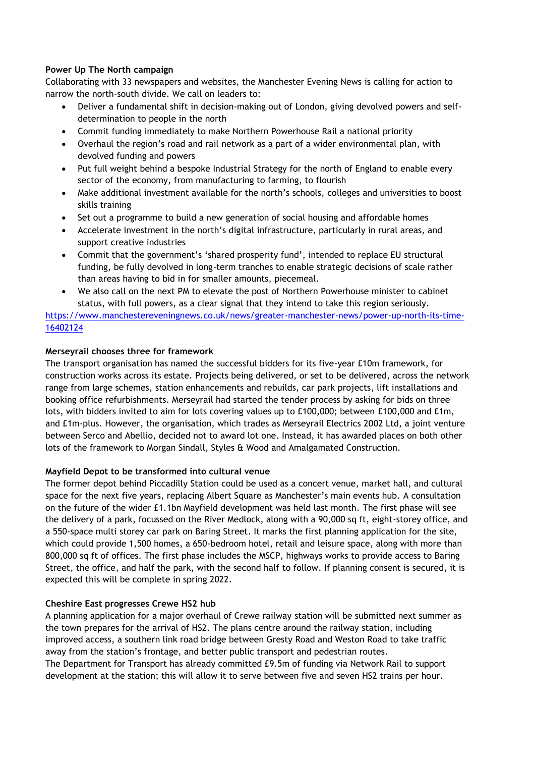**Power Up The North campaign**

Collaborating with 33 newspapers and websites, the Manchester Evening News is calling for action to narrow the north-south divide. We call on leaders to:

- Deliver a fundamental shift in decision-making out of London, giving devolved powers and self-determination to people in the north
- Commit funding immediately to make Northern Powerhouse Rail a national priority
- Overhaul the region's road and rail network as a part of a wider environmental plan, with devolved funding and powers
- Put full weight behind a bespoke Industrial Strategy for the north of England to enable every sector of the economy, from manufacturing to farming, to flourish
- Make additional investment available for the north's schools, colleges and universities to boost skills training
- Set out a programme to build a new generation of social housing and affordable homes
- Accelerate investment in the north's digital infrastructure, particularly in rural areas, and support creative industries
- Commit that the government's 'shared prosperity fund', intended to replace EU structural funding, be fully devolved in long-term tranches to enable strategic decisions of scale rather than areas having to bid in for smaller amounts, piecemeal.
- We also call on the next PM to elevate the post of Northern Powerhouse minister to cabinet status, with full powers, as a clear signal that they intend to take this region seriously.

https://www.manchestereveningnews.co.uk/news/greater-manchester-news/power-up-north-its-time-16402124

**Merseyrail chooses three for framework**

The transport organisation has named the successful bidders for its five-year £10m framework, for construction works across its estate. Projects being delivered, or set to be delivered, across the network range from large schemes, station enhancements and rebuilds, car park projects, lift installations and booking office refurbishments. Merseyrail had started the tender process by asking for bids on three lots, with bidders invited to aim for lots covering values up to £100,000; between £100,000 and £1m, and £1m-plus. However, the organisation, which trades as Merseyrail Electrics 2002 Ltd, a joint venture between Serco and Abellio, decided not to award lot one. Instead, it has awarded places on both other lots of the framework to Morgan Sindall, Styles & Wood and Amalgamated Construction.

**Mayfield Depot to be transformed into cultural venue**

The former depot behind Piccadilly Station could be used as a concert venue, market hall, and cultural space for the next five years, replacing Albert Square as Manchester's main events hub. A consultation on the future of the wider £1.1bn Mayfield development was held last month. The first phase will see the delivery of a park, focussed on the River Medlock, along with a 90,000 sq ft, eight-storey office, and a 550-space multi storey car park on Baring Street. It marks the first planning application for the site, which could provide 1,500 homes, a 650-bedroom hotel, retail and leisure space, along with more than 800,000 sq ft of offices. The first phase includes the MSCP, highways works to provide access to Baring Street, the office, and half the park, with the second half to follow. If planning consent is secured, it is expected this will be complete in spring 2022.

**Cheshire East progresses Crewe HS2 hub**

A planning application for a major overhaul of Crewe railway station will be submitted next summer as the town prepares for the arrival of HS2. The plans centre around the railway station, including improved access, a southern link road bridge between Gresty Road and Weston Road to take traffic away from the station's frontage, and better public transport and pedestrian routes.

The Department for Transport has already committed £9.5m of funding via Network Rail to support development at the station; this will allow it to serve between five and seven HS2 trains per hour.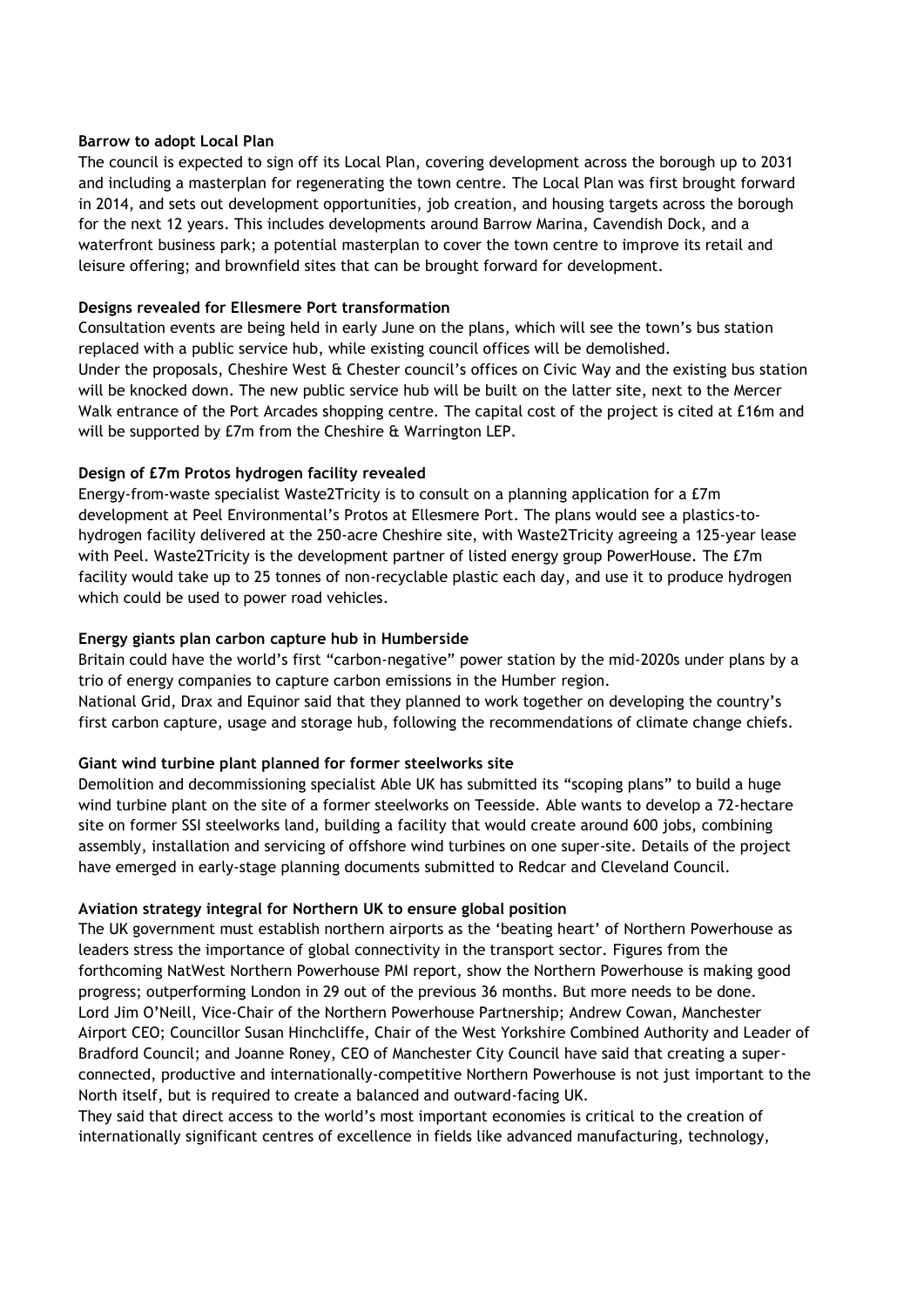**Barrow to adopt Local Plan**

The council is expected to sign off its Local Plan, covering development across the borough up to 2031 and including a masterplan for regenerating the town centre. The Local Plan was first brought forward in 2014, and sets out development opportunities, job creation, and housing targets across the borough for the next 12 years. This includes developments around Barrow Marina, Cavendish Dock, and a waterfront business park; a potential masterplan to cover the town centre to improve its retail and leisure offering; and brownfield sites that can be brought forward for development.

**Designs revealed for Ellesmere Port transformation**

Consultation events are being held in early June on the plans, which will see the town's bus station replaced with a public service hub, while existing council offices will be demolished.

Under the proposals, Cheshire West & Chester council's offices on Civic Way and the existing bus station will be knocked down. The new public service hub will be built on the latter site, next to the Mercer Walk entrance of the Port Arcades shopping centre. The capital cost of the project is cited at £16m and will be supported by £7m from the Cheshire & Warrington LEP.

**Design of £7m Protos hydrogen facility revealed**

Energy-from-waste specialist Waste2Tricity is to consult on a planning application for a £7m development at Peel Environmental's Protos at Ellesmere Port. The plans would see a plastics-to-hydrogen facility delivered at the 250-acre Cheshire site, with Waste2Tricity agreeing a 125-year lease with Peel. Waste2Tricity is the development partner of listed energy group PowerHouse. The £7m facility would take up to 25 tonnes of non-recyclable plastic each day, and use it to produce hydrogen which could be used to power road vehicles.

**Energy giants plan carbon capture hub in Humberside**

Britain could have the world's first "carbon-negative" power station by the mid-2020s under plans by a trio of energy companies to capture carbon emissions in the Humber region.

National Grid, Drax and Equinor said that they planned to work together on developing the country's first carbon capture, usage and storage hub, following the recommendations of climate change chiefs.

**Giant wind turbine plant planned for former steelworks site**

Demolition and decommissioning specialist Able UK has submitted its "scoping plans" to build a huge wind turbine plant on the site of a former steelworks on Teesside. Able wants to develop a 72-hectare site on former SSI steelworks land, building a facility that would create around 600 jobs, combining assembly, installation and servicing of offshore wind turbines on one super-site. Details of the project have emerged in early-stage planning documents submitted to Redcar and Cleveland Council.

**Aviation strategy integral for Northern UK to ensure global position**

The UK government must establish northern airports as the 'beating heart' of Northern Powerhouse as leaders stress the importance of global connectivity in the transport sector. Figures from the forthcoming NatWest Northern Powerhouse PMI report, show the Northern Powerhouse is making good progress; outperforming London in 29 out of the previous 36 months. But more needs to be done.

Lord Jim O'Neill, Vice-Chair of the Northern Powerhouse Partnership; Andrew Cowan, Manchester Airport CEO; Councillor Susan Hinchcliffe, Chair of the West Yorkshire Combined Authority and Leader of Bradford Council; and Joanne Roney, CEO of Manchester City Council have said that creating a super-connected, productive and internationally-competitive Northern Powerhouse is not just important to the North itself, but is required to create a balanced and outward-facing UK.

They said that direct access to the world's most important economies is critical to the creation of internationally significant centres of excellence in fields like advanced manufacturing, technology,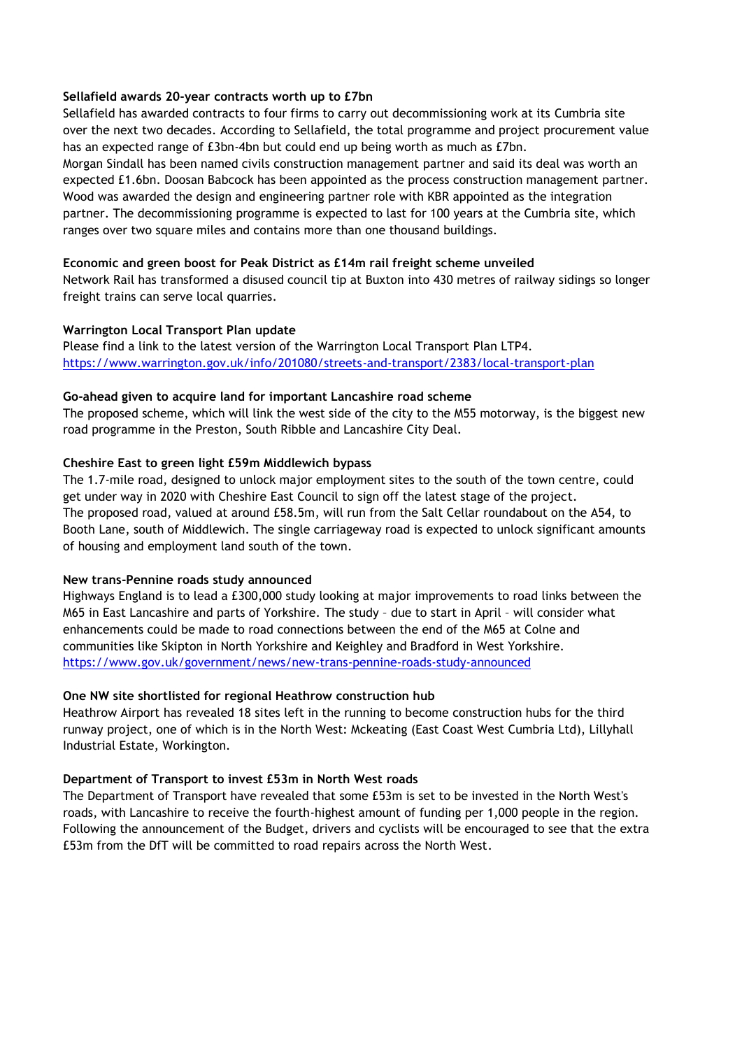**Sellafield awards 20-year contracts worth up to £7bn**

Sellafield has awarded contracts to four firms to carry out decommissioning work at its Cumbria site over the next two decades. According to Sellafield, the total programme and project procurement value has an expected range of £3bn-4bn but could end up being worth as much as £7bn.

Morgan Sindall has been named civils construction management partner and said its deal was worth an expected £1.6bn. Doosan Babcock has been appointed as the process construction management partner. Wood was awarded the design and engineering partner role with KBR appointed as the integration partner. The decommissioning programme is expected to last for 100 years at the Cumbria site, which ranges over two square miles and contains more than one thousand buildings.

**Economic and green boost for Peak District as £14m rail freight scheme unveiled**

Network Rail has transformed a disused council tip at Buxton into 430 metres of railway sidings so longer freight trains can serve local quarries.

**Warrington Local Transport Plan update**

Please find a link to the latest version of the Warrington Local Transport Plan LTP4.
https://www.warrington.gov.uk/info/201080/streets-and-transport/2383/local-transport-plan

**Go-ahead given to acquire land for important Lancashire road scheme**

The proposed scheme, which will link the west side of the city to the M55 motorway, is the biggest new road programme in the Preston, South Ribble and Lancashire City Deal.

**Cheshire East to green light £59m Middlewich bypass**

The 1.7-mile road, designed to unlock major employment sites to the south of the town centre, could get under way in 2020 with Cheshire East Council to sign off the latest stage of the project.

The proposed road, valued at around £58.5m, will run from the Salt Cellar roundabout on the A54, to Booth Lane, south of Middlewich. The single carriageway road is expected to unlock significant amounts of housing and employment land south of the town.

**New trans-Pennine roads study announced**

Highways England is to lead a £300,000 study looking at major improvements to road links between the M65 in East Lancashire and parts of Yorkshire. The study – due to start in April – will consider what enhancements could be made to road connections between the end of the M65 at Colne and communities like Skipton in North Yorkshire and Keighley and Bradford in West Yorkshire.
https://www.gov.uk/government/news/new-trans-pennine-roads-study-announced

**One NW site shortlisted for regional Heathrow construction hub**

Heathrow Airport has revealed 18 sites left in the running to become construction hubs for the third runway project, one of which is in the North West: Mckeating (East Coast West Cumbria Ltd), Lillyhall Industrial Estate, Workington.

**Department of Transport to invest £53m in North West roads**

The Department of Transport have revealed that some £53m is set to be invested in the North West's roads, with Lancashire to receive the fourth-highest amount of funding per 1,000 people in the region. Following the announcement of the Budget, drivers and cyclists will be encouraged to see that the extra £53m from the DfT will be committed to road repairs across the North West.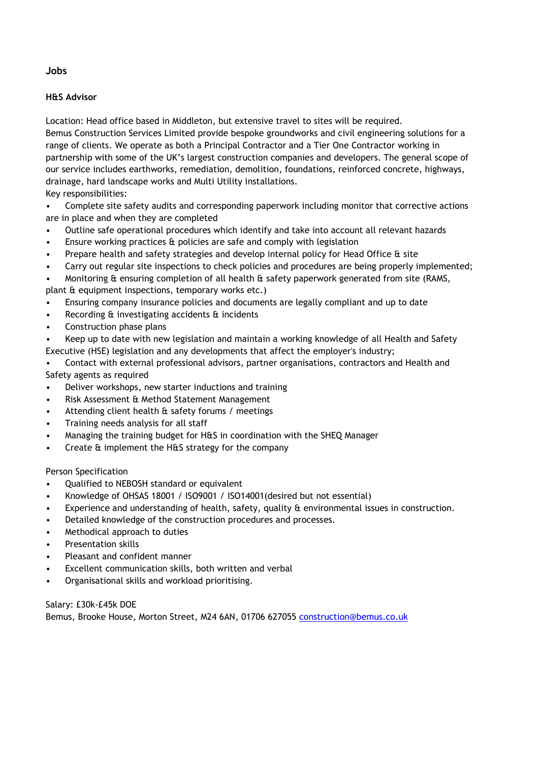## Jobs

### H&S Advisor

Location: Head office based in Middleton, but extensive travel to sites will be required.
Bemus Construction Services Limited provide bespoke groundworks and civil engineering solutions for a range of clients. We operate as both a Principal Contractor and a Tier One Contractor working in partnership with some of the UK's largest construction companies and developers. The general scope of our service includes earthworks, remediation, demolition, foundations, reinforced concrete, highways, drainage, hard landscape works and Multi Utility installations.
Key responsibilities:

- Complete site safety audits and corresponding paperwork including monitor that corrective actions are in place and when they are completed
- Outline safe operational procedures which identify and take into account all relevant hazards
- Ensure working practices & policies are safe and comply with legislation
- Prepare health and safety strategies and develop internal policy for Head Office & site
- Carry out regular site inspections to check policies and procedures are being properly implemented;
- Monitoring & ensuring completion of all health & safety paperwork generated from site (RAMS, plant & equipment inspections, temporary works etc.)
- Ensuring company insurance policies and documents are legally compliant and up to date
- Recording & investigating accidents & incidents
- Construction phase plans
- Keep up to date with new legislation and maintain a working knowledge of all Health and Safety Executive (HSE) legislation and any developments that affect the employer's industry;
- Contact with external professional advisors, partner organisations, contractors and Health and Safety agents as required
- Deliver workshops, new starter inductions and training
- Risk Assessment & Method Statement Management
- Attending client health & safety forums / meetings
- Training needs analysis for all staff
- Managing the training budget for H&S in coordination with the SHEQ Manager
- Create & implement the H&S strategy for the company

Person Specification

- Qualified to NEBOSH standard or equivalent
- Knowledge of OHSAS 18001 / ISO9001 / ISO14001(desired but not essential)
- Experience and understanding of health, safety, quality & environmental issues in construction.
- Detailed knowledge of the construction procedures and processes.
- Methodical approach to duties
- Presentation skills
- Pleasant and confident manner
- Excellent communication skills, both written and verbal
- Organisational skills and workload prioritising.

Salary: £30k-£45k DOE
Bemus, Brooke House, Morton Street, M24 6AN, 01706 627055 construction@bemus.co.uk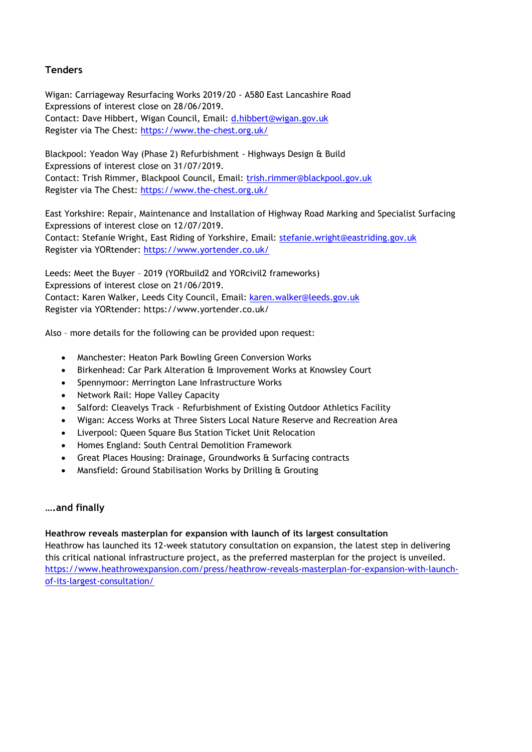## Tenders

Wigan: Carriageway Resurfacing Works 2019/20 - A580 East Lancashire Road
Expressions of interest close on 28/06/2019.
Contact: Dave Hibbert, Wigan Council, Email: d.hibbert@wigan.gov.uk
Register via The Chest: https://www.the-chest.org.uk/

Blackpool: Yeadon Way (Phase 2) Refurbishment - Highways Design & Build
Expressions of interest close on 31/07/2019.
Contact: Trish Rimmer, Blackpool Council, Email: trish.rimmer@blackpool.gov.uk
Register via The Chest: https://www.the-chest.org.uk/

East Yorkshire: Repair, Maintenance and Installation of Highway Road Marking and Specialist Surfacing
Expressions of interest close on 12/07/2019.
Contact: Stefanie Wright, East Riding of Yorkshire, Email: stefanie.wright@eastriding.gov.uk
Register via YORtender: https://www.yortender.co.uk/

Leeds: Meet the Buyer – 2019 (YORbuild2 and YORcivil2 frameworks)
Expressions of interest close on 21/06/2019.
Contact: Karen Walker, Leeds City Council, Email: karen.walker@leeds.gov.uk
Register via YORtender: https://www.yortender.co.uk/

Also – more details for the following can be provided upon request:

- Manchester: Heaton Park Bowling Green Conversion Works
- Birkenhead: Car Park Alteration & Improvement Works at Knowsley Court
- Spennymoor: Merrington Lane Infrastructure Works
- Network Rail: Hope Valley Capacity
- Salford: Cleavelys Track - Refurbishment of Existing Outdoor Athletics Facility
- Wigan: Access Works at Three Sisters Local Nature Reserve and Recreation Area
- Liverpool: Queen Square Bus Station Ticket Unit Relocation
- Homes England: South Central Demolition Framework
- Great Places Housing: Drainage, Groundworks & Surfacing contracts
- Mansfield: Ground Stabilisation Works by Drilling & Grouting

## ….and finally

**Heathrow reveals masterplan for expansion with launch of its largest consultation**
Heathrow has launched its 12-week statutory consultation on expansion, the latest step in delivering this critical national infrastructure project, as the preferred masterplan for the project is unveiled.
https://www.heathrowexpansion.com/press/heathrow-reveals-masterplan-for-expansion-with-launch-of-its-largest-consultation/